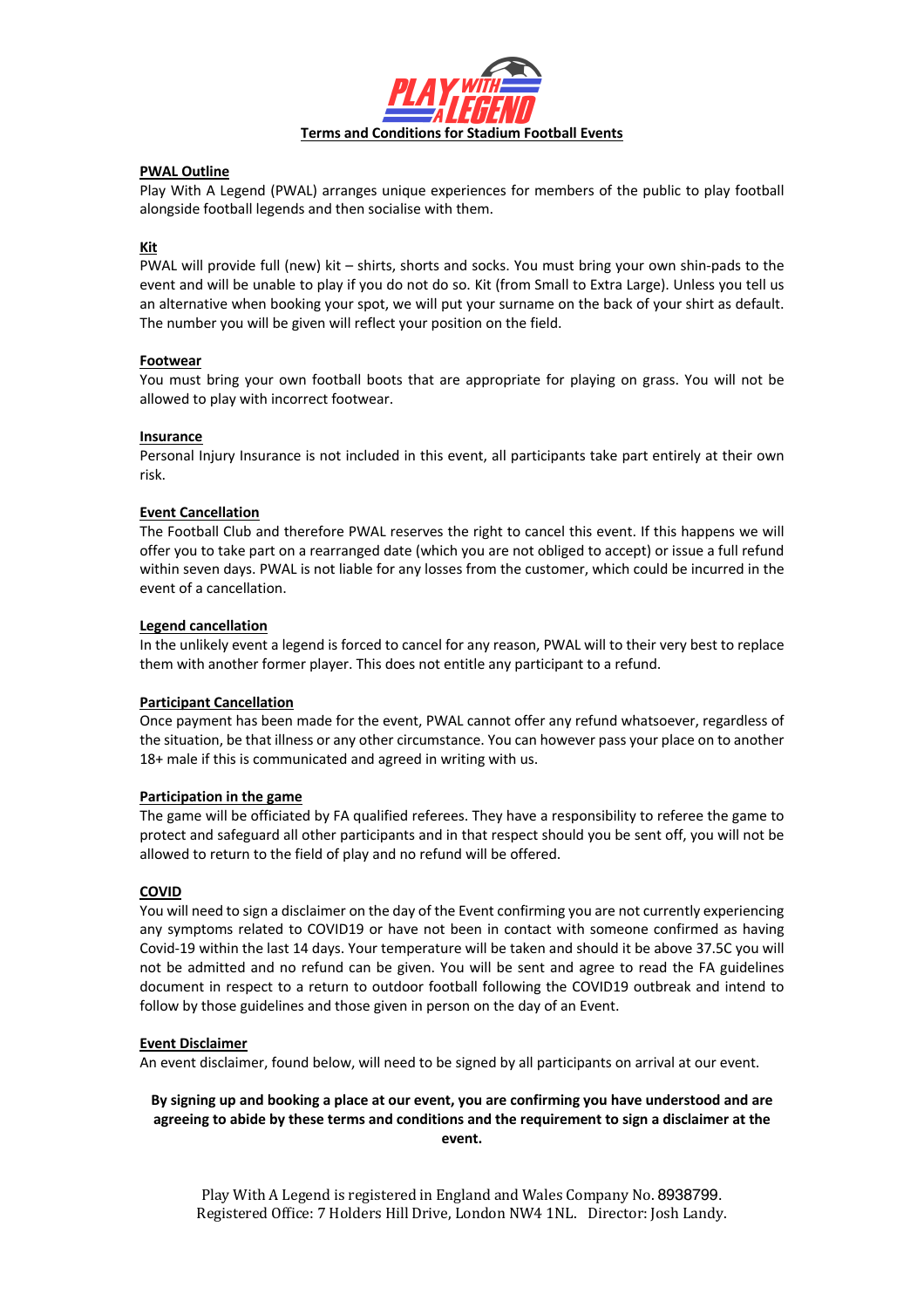# Terms and Conditions for Stadium Football Events

## PWAL Outline

Play With A Legend (PWAL) arranges unique experiences for members of the public to play football alongside football legends and then socialise with them.

## Kit

PWAL will provide full (new) kit – shirts, shorts and socks. You must bring your own shin-pads to the event and will be unable to play if you do not do so. Kit (from Small to Extra Large). Unless you tell us an alternative when booking your spot, we will put your surname on the back of your shirt as default. The number you will be given will reflect your position on the field.

## Footwear

You must bring your own football boots that are appropriate for playing on grass. You will not be allowed to play with incorrect footwear.

## Insurance

Personal Injury Insurance is not included in this event, all participants take part entirely at their own risk.

## Event Cancellation

The Football Club and therefore PWAL reserves the right to cancel this event. If this happens we will offer you to take part on a rearranged date (which you are not obliged to accept) or issue a full refund within seven days. PWAL is not liable for any losses from the customer, which could be incurred in the event of a cancellation.

## Legend cancellation

In the unlikely event a legend is forced to cancel for any reason, PWAL will to their very best to replace them with another former player. This does not entitle any participant to a refund.

## Participant Cancellation

Once payment has been made for the event, PWAL cannot offer any refund whatsoever, regardless of the situation, be that illness or any other circumstance. You can however pass your place on to another 18+ male if this is communicated and agreed in writing with us.

## Participation in the game

The game will be officiated by FA qualified referees. They have a responsibility to referee the game to protect and safeguard all other participants and in that respect should you be sent off, you will not be allowed to return to the field of play and no refund will be offered.

## COVID

You will need to sign a disclaimer on the day of the Event confirming you are not currently experiencing any symptoms related to COVID19 or have not been in contact with someone confirmed as having Covid-19 within the last 14 days. Your temperature will be taken and should it be above 37.5C you will not be admitted and no refund can be given. You will be sent and agree to read the FA guidelines document in respect to a return to outdoor football following the COVID19 outbreak and intend to follow by those guidelines and those given in person on the day of an Event.

## Event Disclaimer

An event disclaimer, found below, will need to be signed by all participants on arrival at our event.

**By signing up and booking a place at our event, you are confirming you have understood and are agreeing to abide by these terms and conditions and the requirement to sign a disclaimer at the event.**

Play With A Legend is registered in England and Wales Company No. 8938799.
Registered Office: 7 Holders Hill Drive, London NW4 1NL. Director: Josh Landy.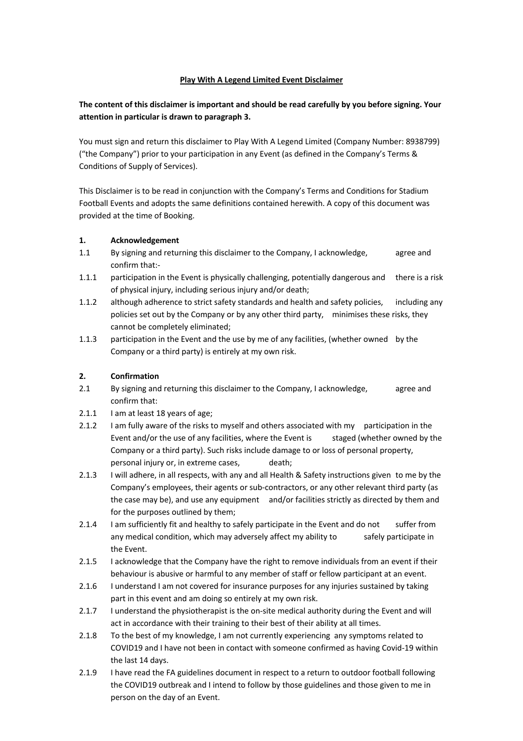**Play With A Legend Limited Event Disclaimer**

**The content of this disclaimer is important and should be read carefully by you before signing. Your attention in particular is drawn to paragraph 3.**

You must sign and return this disclaimer to Play With A Legend Limited (Company Number: 8938799) ("the Company") prior to your participation in any Event (as defined in the Company's Terms & Conditions of Supply of Services).

This Disclaimer is to be read in conjunction with the Company's Terms and Conditions for Stadium Football Events and adopts the same definitions contained herewith. A copy of this document was provided at the time of Booking.

**1. Acknowledgement**

1.1 By signing and returning this disclaimer to the Company, I acknowledge, agree and confirm that:-

1.1.1 participation in the Event is physically challenging, potentially dangerous and there is a risk of physical injury, including serious injury and/or death;

1.1.2 although adherence to strict safety standards and health and safety policies, including any policies set out by the Company or by any other third party, minimises these risks, they cannot be completely eliminated;

1.1.3 participation in the Event and the use by me of any facilities, (whether owned by the Company or a third party) is entirely at my own risk.

**2. Confirmation**

2.1 By signing and returning this disclaimer to the Company, I acknowledge, agree and confirm that:

2.1.1 I am at least 18 years of age;

2.1.2 I am fully aware of the risks to myself and others associated with my participation in the Event and/or the use of any facilities, where the Event is staged (whether owned by the Company or a third party). Such risks include damage to or loss of personal property, personal injury or, in extreme cases, death;

2.1.3 I will adhere, in all respects, with any and all Health & Safety instructions given to me by the Company's employees, their agents or sub-contractors, or any other relevant third party (as the case may be), and use any equipment and/or facilities strictly as directed by them and for the purposes outlined by them;

2.1.4 I am sufficiently fit and healthy to safely participate in the Event and do not suffer from any medical condition, which may adversely affect my ability to safely participate in the Event.

2.1.5 I acknowledge that the Company have the right to remove individuals from an event if their behaviour is abusive or harmful to any member of staff or fellow participant at an event.

2.1.6 I understand I am not covered for insurance purposes for any injuries sustained by taking part in this event and am doing so entirely at my own risk.

2.1.7 I understand the physiotherapist is the on-site medical authority during the Event and will act in accordance with their training to their best of their ability at all times.

2.1.8 To the best of my knowledge, I am not currently experiencing any symptoms related to COVID19 and I have not been in contact with someone confirmed as having Covid-19 within the last 14 days.

2.1.9 I have read the FA guidelines document in respect to a return to outdoor football following the COVID19 outbreak and I intend to follow by those guidelines and those given to me in person on the day of an Event.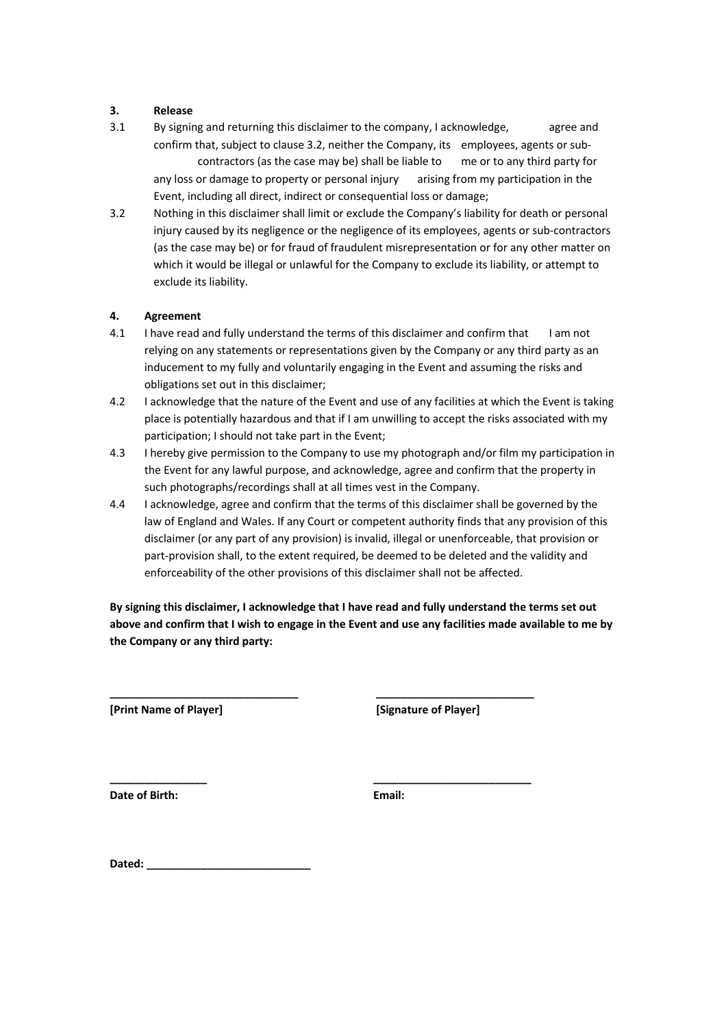**3. Release**

3.1 By signing and returning this disclaimer to the company, I acknowledge, agree and confirm that, subject to clause 3.2, neither the Company, its employees, agents or sub-contractors (as the case may be) shall be liable to me or to any third party for any loss or damage to property or personal injury arising from my participation in the Event, including all direct, indirect or consequential loss or damage;

3.2 Nothing in this disclaimer shall limit or exclude the Company's liability for death or personal injury caused by its negligence or the negligence of its employees, agents or sub-contractors (as the case may be) or for fraud of fraudulent misrepresentation or for any other matter on which it would be illegal or unlawful for the Company to exclude its liability, or attempt to exclude its liability.

**4. Agreement**

4.1 I have read and fully understand the terms of this disclaimer and confirm that I am not relying on any statements or representations given by the Company or any third party as an inducement to my fully and voluntarily engaging in the Event and assuming the risks and obligations set out in this disclaimer;

4.2 I acknowledge that the nature of the Event and use of any facilities at which the Event is taking place is potentially hazardous and that if I am unwilling to accept the risks associated with my participation; I should not take part in the Event;

4.3 I hereby give permission to the Company to use my photograph and/or film my participation in the Event for any lawful purpose, and acknowledge, agree and confirm that the property in such photographs/recordings shall at all times vest in the Company.

4.4 I acknowledge, agree and confirm that the terms of this disclaimer shall be governed by the law of England and Wales. If any Court or competent authority finds that any provision of this disclaimer (or any part of any provision) is invalid, illegal or unenforceable, that provision or part-provision shall, to the extent required, be deemed to be deleted and the validity and enforceability of the other provisions of this disclaimer shall not be affected.

**By signing this disclaimer, I acknowledge that I have read and fully understand the terms set out above and confirm that I wish to engage in the Event and use any facilities made available to me by the Company or any third party:**

______________________________ ______________________________

**[Print Name of Player]** **[Signature of Player]**

________________ ______________________________

**Date of Birth:** **Email:**

**Dated:** ___________________________